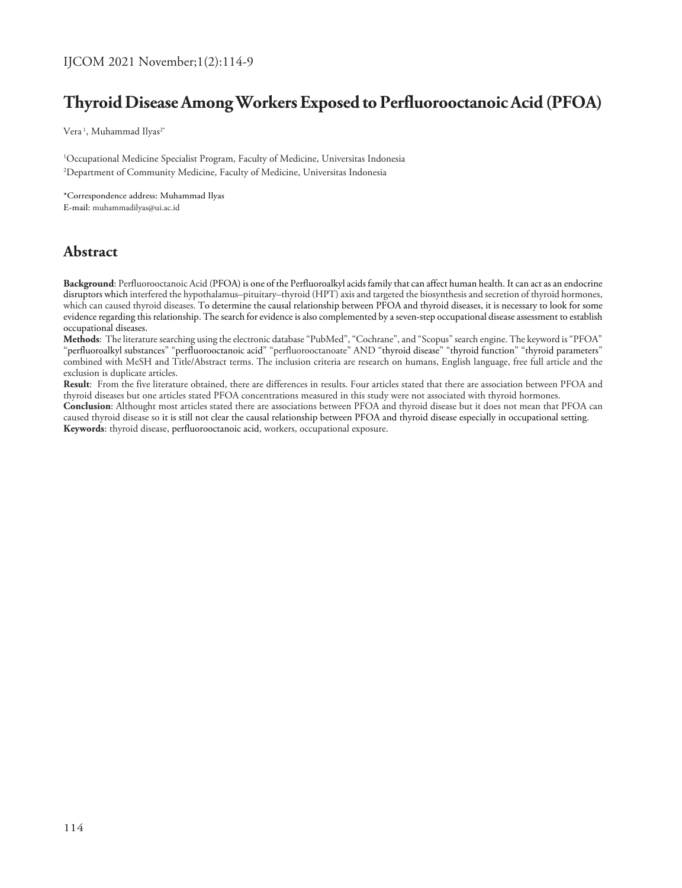# Thyroid Disease Among Workers Exposed to Perfluorooctanoic Acid (PFOA)

Vera [1], Muhammad Ilyas[2*]

[1]Occupational Medicine Specialist Program, Faculty of Medicine, Universitas Indonesia
[2]Department of Community Medicine, Faculty of Medicine, Universitas Indonesia

*Correspondence address: Muhammad Ilyas
E-mail: muhammadilyas@ui.ac.id

## Abstract

**Background**: Perfluorooctanoic Acid (PFOA) is one of the Perfluoroalkyl acids family that can affect human health. It can act as an endocrine disruptors which interfered the hypothalamus–pituitary–thyroid (HPT) axis and targeted the biosynthesis and secretion of thyroid hormones, which can caused thyroid diseases. To determine the causal relationship between PFOA and thyroid diseases, it is necessary to look for some evidence regarding this relationship. The search for evidence is also complemented by a seven-step occupational disease assessment to establish occupational diseases.

**Methods**: The literature searching using the electronic database "PubMed", "Cochrane", and "Scopus" search engine. The keyword is "PFOA" "perfluoroalkyl substances" "perfluorooctanoic acid" "perfluorooctanoate" AND "thyroid disease" "thyroid function" "thyroid parameters" combined with MeSH and Title/Abstract terms. The inclusion criteria are research on humans, English language, free full article and the exclusion is duplicate articles.

**Result**: From the five literature obtained, there are differences in results. Four articles stated that there are association between PFOA and thyroid diseases but one articles stated PFOA concentrations measured in this study were not associated with thyroid hormones.

**Conclusion**: Althought most articles stated there are associations between PFOA and thyroid disease but it does not mean that PFOA can caused thyroid disease so it is still not clear the causal relationship between PFOA and thyroid disease especially in occupational setting.

**Keywords**: thyroid disease, perfluorooctanoic acid, workers, occupational exposure.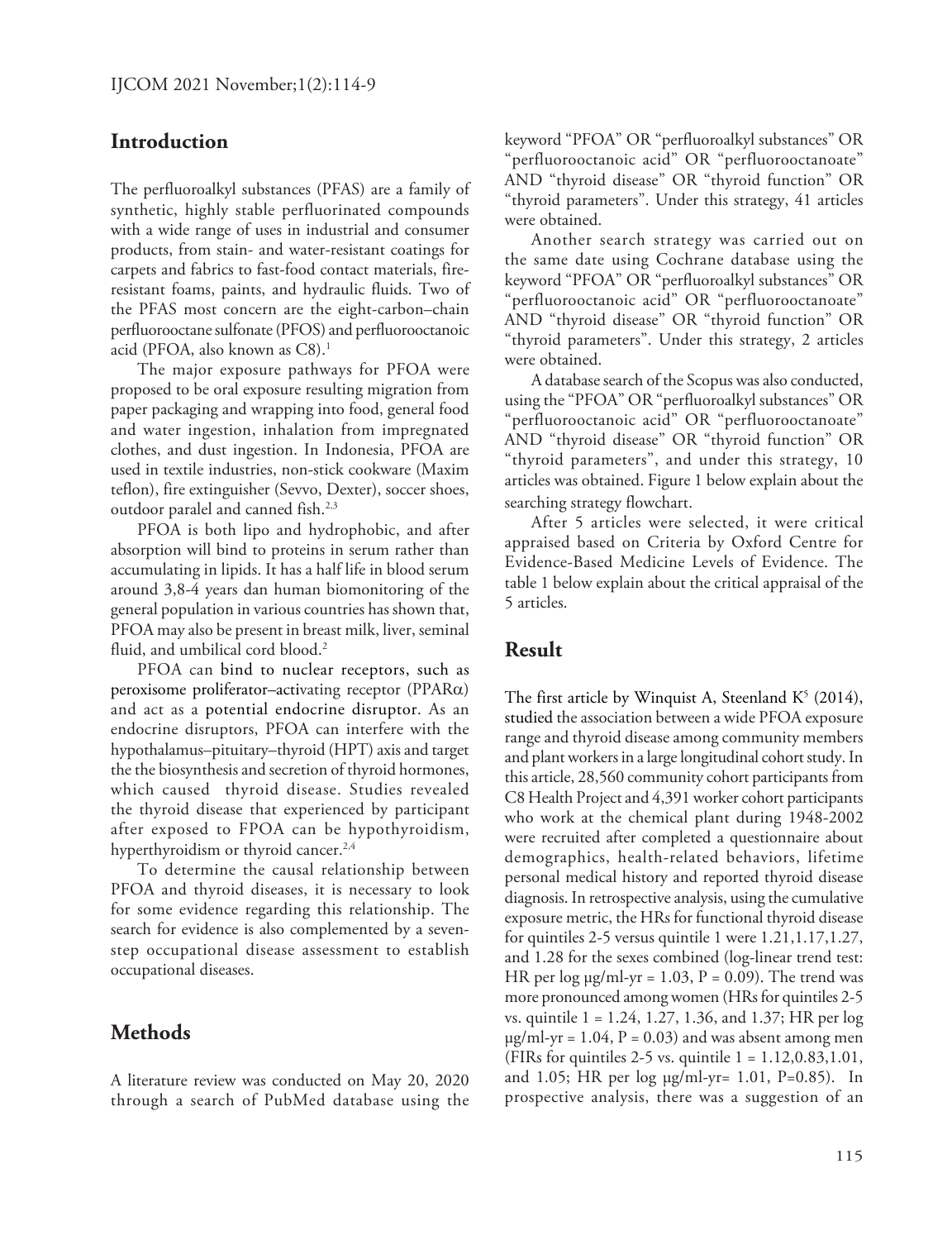## Introduction

The perfluoroalkyl substances (PFAS) are a family of synthetic, highly stable perfluorinated compounds with a wide range of uses in industrial and consumer products, from stain- and water-resistant coatings for carpets and fabrics to fast-food contact materials, fire-resistant foams, paints, and hydraulic fluids. Two of the PFAS most concern are the eight-carbon–chain perfluorooctane sulfonate (PFOS) and perfluorooctanoic acid (PFOA, also known as C8).[1]

The major exposure pathways for PFOA were proposed to be oral exposure resulting migration from paper packaging and wrapping into food, general food and water ingestion, inhalation from impregnated clothes, and dust ingestion. In Indonesia, PFOA are used in textile industries, non-stick cookware (Maxim teflon), fire extinguisher (Sevvo, Dexter), soccer shoes, outdoor paralel and canned fish.[2,3]

PFOA is both lipo and hydrophobic, and after absorption will bind to proteins in serum rather than accumulating in lipids. It has a half life in blood serum around 3,8-4 years dan human biomonitoring of the general population in various countries has shown that, PFOA may also be present in breast milk, liver, seminal fluid, and umbilical cord blood.[2]

PFOA can bind to nuclear receptors, such as peroxisome proliferator–activating receptor (PPARα) and act as a potential endocrine disruptor. As an endocrine disruptors, PFOA can interfere with the hypothalamus–pituitary–thyroid (HPT) axis and target the the biosynthesis and secretion of thyroid hormones, which caused thyroid disease. Studies revealed the thyroid disease that experienced by participant after exposed to FPOA can be hypothyroidism, hyperthyroidism or thyroid cancer.[2,4]

To determine the causal relationship between PFOA and thyroid diseases, it is necessary to look for some evidence regarding this relationship. The search for evidence is also complemented by a seven-step occupational disease assessment to establish occupational diseases.

## Methods

A literature review was conducted on May 20, 2020 through a search of PubMed database using the keyword "PFOA" OR "perfluoroalkyl substances" OR "perfluorooctanoic acid" OR "perfluorooctanoate" AND "thyroid disease" OR "thyroid function" OR "thyroid parameters". Under this strategy, 41 articles were obtained.

Another search strategy was carried out on the same date using Cochrane database using the keyword "PFOA" OR "perfluoroalkyl substances" OR "perfluorooctanoic acid" OR "perfluorooctanoate" AND "thyroid disease" OR "thyroid function" OR "thyroid parameters". Under this strategy, 2 articles were obtained.

A database search of the Scopus was also conducted, using the "PFOA" OR "perfluoroalkyl substances" OR "perfluorooctanoic acid" OR "perfluorooctanoate" AND "thyroid disease" OR "thyroid function" OR "thyroid parameters", and under this strategy, 10 articles was obtained. Figure 1 below explain about the searching strategy flowchart.

After 5 articles were selected, it were critical appraised based on Criteria by Oxford Centre for Evidence-Based Medicine Levels of Evidence. The table 1 below explain about the critical appraisal of the 5 articles.

## Result

The first article by Winquist A, Steenland K[5] (2014), studied the association between a wide PFOA exposure range and thyroid disease among community members and plant workers in a large longitudinal cohort study. In this article, 28,560 community cohort participants from C8 Health Project and 4,391 worker cohort participants who work at the chemical plant during 1948-2002 were recruited after completed a questionnaire about demographics, health-related behaviors, lifetime personal medical history and reported thyroid disease diagnosis. In retrospective analysis, using the cumulative exposure metric, the HRs for functional thyroid disease for quintiles 2-5 versus quintile 1 were 1.21,1.17,1.27, and 1.28 for the sexes combined (log-linear trend test: HR per log μg/ml-yr = 1.03, $P = 0.09$). The trend was more pronounced among women (HRs for quintiles 2-5 vs. quintile 1 = 1.24, 1.27, 1.36, and 1.37; HR per log μg/ml-yr = 1.04, $P = 0.03$) and was absent among men (FIRs for quintiles 2-5 vs. quintile 1 = 1.12,0.83,1.01, and 1.05; HR per log μg/ml-yr= 1.01, $P=0.85$). In prospective analysis, there was a suggestion of an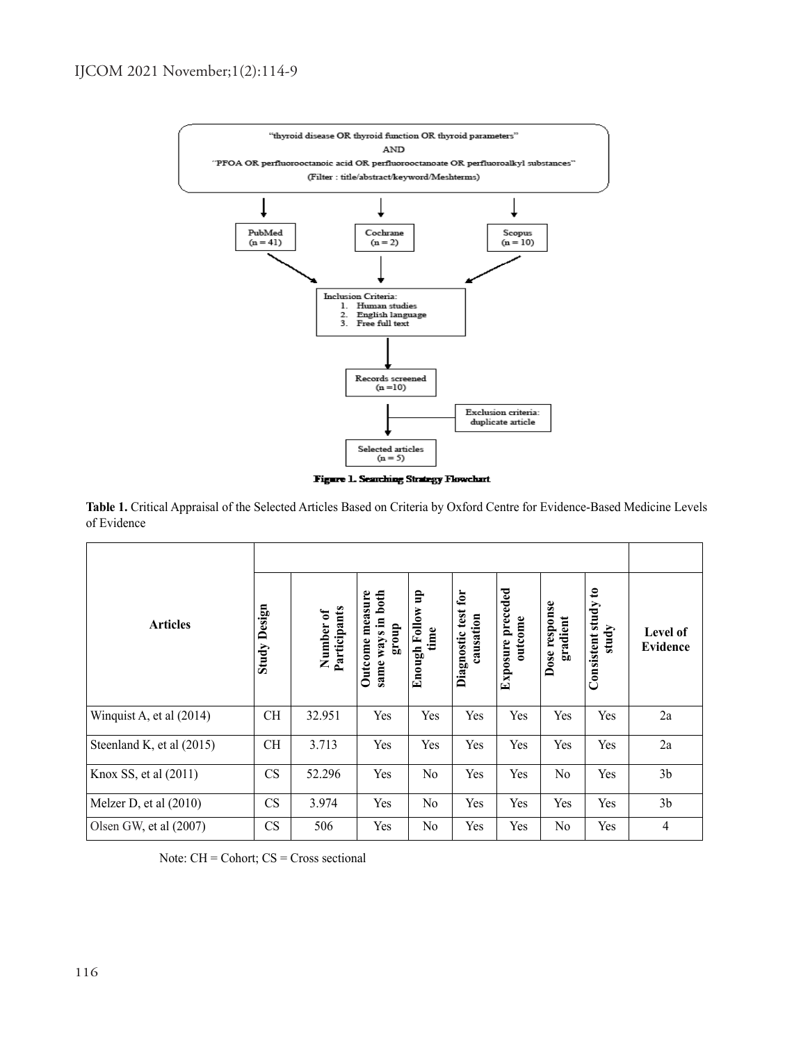"thyroid disease OR thyroid function OR thyroid parameters"

AND

"PFOA OR perfluorooctanoic acid OR perfluorooctanoate OR perfluoroalkyl substances"

(Filter : title/abstract/keyword/Meshterms)

PubMed (n = 41) | Cochrane (n = 2) | Scopus (n = 10)

Inclusion Criteria:

1. Human studies
2. English language
3. Free full text

Records screened (n = 10)

Exclusion criteria: duplicate article

Selected articles (n = 5)

**Figure 1. Searching Strategy Flowchart**

**Table 1.** Critical Appraisal of the Selected Articles Based on Criteria by Oxford Centre for Evidence-Based Medicine Levels of Evidence

| Articles | Study Design | Number of Participants | Outcome measure same ways in both group | Enough Follow up time | Diagnostic test for causation | Exposure preceded outcome | Dose response gradient | Consistent study to study | Level of Evidence |
|---|---|---|---|---|---|---|---|---|---|
| Winquist A, et al (2014) | CH | 32.951 | Yes | Yes | Yes | Yes | Yes | Yes | 2a |
| Steenland K, et al (2015) | CH | 3.713 | Yes | Yes | Yes | Yes | Yes | Yes | 2a |
| Knox SS, et al (2011) | CS | 52.296 | Yes | No | Yes | Yes | No | Yes | 3b |
| Melzer D, et al (2010) | CS | 3.974 | Yes | No | Yes | Yes | Yes | Yes | 3b |
| Olsen GW, et al (2007) | CS | 506 | Yes | No | Yes | Yes | No | Yes | 4 |

Note: CH = Cohort; CS = Cross sectional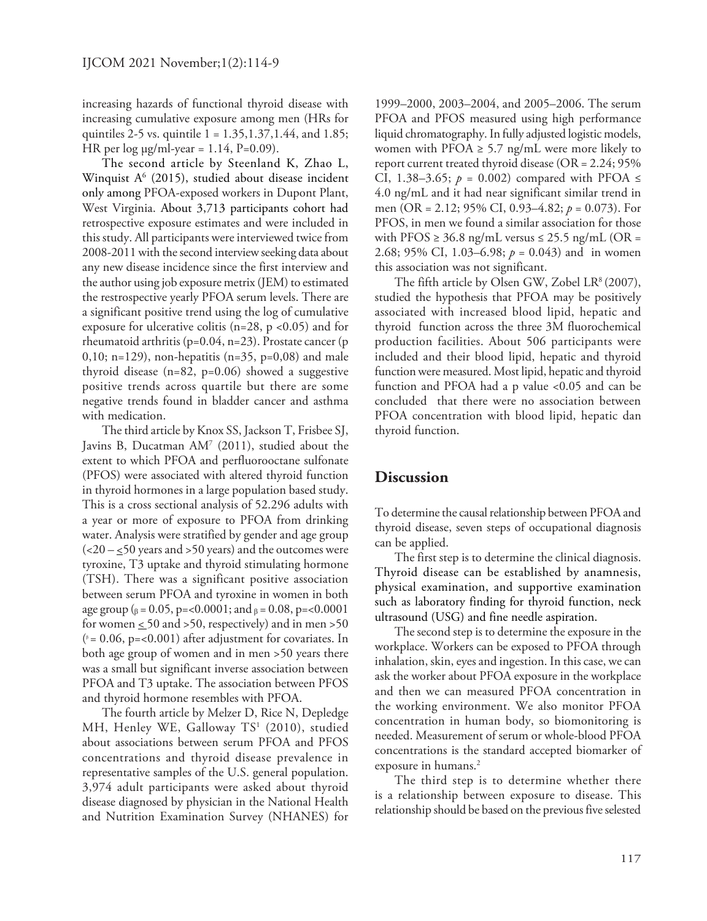increasing hazards of functional thyroid disease with increasing cumulative exposure among men (HRs for quintiles 2-5 vs. quintile 1 = 1.35,1.37,1.44, and 1.85; HR per log µg/ml-year = 1.14, P=0.09).

The second article by Steenland K, Zhao L, Winquist A[6] (2015), studied about disease incident only among PFOA-exposed workers in Dupont Plant, West Virginia. About 3,713 participants cohort had retrospective exposure estimates and were included in this study. All participants were interviewed twice from 2008-2011 with the second interview seeking data about any new disease incidence since the first interview and the author using job exposure metrix (JEM) to estimated the restrospective yearly PFOA serum levels. There are a significant positive trend using the log of cumulative exposure for ulcerative colitis (n=28, $p < 0.05$) and for rheumatoid arthritis (p=0.04, n=23). Prostate cancer (p 0,10; n=129), non-hepatitis (n=35, p=0,08) and male thyroid disease (n=82, p=0.06) showed a suggestive positive trends across quartile but there are some negative trends found in bladder cancer and asthma with medication.

The third article by Knox SS, Jackson T, Frisbee SJ, Javins B, Ducatman AM[7] (2011), studied about the extent to which PFOA and perfluorooctane sulfonate (PFOS) were associated with altered thyroid function in thyroid hormones in a large population based study. This is a cross sectional analysis of 52.296 adults with a year or more of exposure to PFOA from drinking water. Analysis were stratified by gender and age group (<20 – ≤50 years and >50 years) and the outcomes were tyroxine, T3 uptake and thyroid stimulating hormone (TSH). There was a significant positive association between serum PFOA and tyroxine in women in both age group ($\beta = 0.05$, p=<0.0001; and $\beta = 0.08$, p=<0.0001 for women ≤ 50 and >50, respectively) and in men >50 ($\beta = 0.06$, p=<0.001) after adjustment for covariates. In both age group of women and in men >50 years there was a small but significant inverse association between PFOA and T3 uptake. The association between PFOS and thyroid hormone resembles with PFOA.

The fourth article by Melzer D, Rice N, Depledge MH, Henley WE, Galloway TS[1] (2010), studied about associations between serum PFOA and PFOS concentrations and thyroid disease prevalence in representative samples of the U.S. general population. 3,974 adult participants were asked about thyroid disease diagnosed by physician in the National Health and Nutrition Examination Survey (NHANES) for 1999–2000, 2003–2004, and 2005–2006. The serum PFOA and PFOS measured using high performance liquid chromatography. In fully adjusted logistic models, women with PFOA ≥ 5.7 ng/mL were more likely to report current treated thyroid disease (OR = 2.24; 95% CI, 1.38–3.65; $p = 0.002$) compared with PFOA ≤ 4.0 ng/mL and it had near significant similar trend in men (OR = 2.12; 95% CI, 0.93–4.82; $p = 0.073$). For PFOS, in men we found a similar association for those with PFOS ≥ 36.8 ng/mL versus ≤ 25.5 ng/mL (OR = 2.68; 95% CI, 1.03–6.98; $p = 0.043$) and in women this association was not significant.

The fifth article by Olsen GW, Zobel LR[8] (2007), studied the hypothesis that PFOA may be positively associated with increased blood lipid, hepatic and thyroid function across the three 3M fluorochemical production facilities. About 506 participants were included and their blood lipid, hepatic and thyroid function were measured. Most lipid, hepatic and thyroid function and PFOA had a p value <0.05 and can be concluded that there were no association between PFOA concentration with blood lipid, hepatic dan thyroid function.

## Discussion

To determine the causal relationship between PFOA and thyroid disease, seven steps of occupational diagnosis can be applied.

The first step is to determine the clinical diagnosis. Thyroid disease can be established by anamnesis, physical examination, and supportive examination such as laboratory finding for thyroid function, neck ultrasound (USG) and fine needle aspiration.

The second step is to determine the exposure in the workplace. Workers can be exposed to PFOA through inhalation, skin, eyes and ingestion. In this case, we can ask the worker about PFOA exposure in the workplace and then we can measured PFOA concentration in the working environment. We also monitor PFOA concentration in human body, so biomonitoring is needed. Measurement of serum or whole-blood PFOA concentrations is the standard accepted biomarker of exposure in humans.[2]

The third step is to determine whether there is a relationship between exposure to disease. This relationship should be based on the previous five selested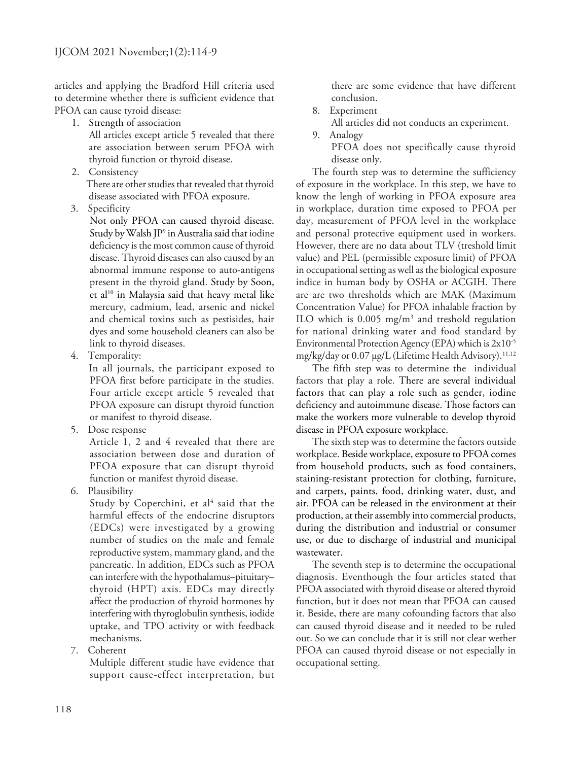articles and applying the Bradford Hill criteria used to determine whether there is sufficient evidence that PFOA can cause tyroid disease:

1. Strength of association
   All articles except article 5 revealed that there are association between serum PFOA with thyroid function or thyroid disease.
2. Consistency
   There are other studies that revealed that thyroid disease associated with PFOA exposure.
3. Specificity
   Not only PFOA can caused thyroid disease. Study by Walsh JP[9] in Australia said that iodine deficiency is the most common cause of thyroid disease. Thyroid diseases can also caused by an abnormal immune response to auto-antigens present in the thyroid gland. Study by Soon, et al[10] in Malaysia said that heavy metal like mercury, cadmium, lead, arsenic and nickel and chemical toxins such as pestisides, hair dyes and some household cleaners can also be link to thyroid diseases.
4. Temporality:
   In all journals, the participant exposed to PFOA first before participate in the studies. Four article except article 5 revealed that PFOA exposure can disrupt thyroid function or manifest to thyroid disease.
5. Dose response
   Article 1, 2 and 4 revealed that there are association between dose and duration of PFOA exposure that can disrupt thyroid function or manifest thyroid disease.
6. Plausibility
   Study by Coperchini, et al[4] said that the harmful effects of the endocrine disruptors (EDCs) were investigated by a growing number of studies on the male and female reproductive system, mammary gland, and the pancreatic. In addition, EDCs such as PFOA can interfere with the hypothalamus–pituitary–thyroid (HPT) axis. EDCs may directly affect the production of thyroid hormones by interfering with thyroglobulin synthesis, iodide uptake, and TPO activity or with feedback mechanisms.
7. Coherent
   Multiple different studie have evidence that support cause-effect interpretation, but there are some evidence that have different conclusion.
8. Experiment
   All articles did not conducts an experiment.
9. Analogy
   PFOA does not specifically cause thyroid disease only.

The fourth step was to determine the sufficiency of exposure in the workplace. In this step, we have to know the lengh of working in PFOA exposure area in workplace, duration time exposed to PFOA per day, measurement of PFOA level in the workplace and personal protective equipment used in workers. However, there are no data about TLV (treshold limit value) and PEL (permissible exposure limit) of PFOA in occupational setting as well as the biological exposure indice in human body by OSHA or ACGIH. There are are two thresholds which are MAK (Maximum Concentration Value) for PFOA inhalable fraction by ILO which is 0.005 $mg/m^3$ and treshold regulation for national drinking water and food standard by Environmental Protection Agency (EPA) which is $2x10^{-5}$ mg/kg/day or 0.07 μg/L (Lifetime Health Advisory).[11,12]

The fifth step was to determine the individual factors that play a role. There are several individual factors that can play a role such as gender, iodine deficiency and autoimmune disease. Those factors can make the workers more vulnerable to develop thyroid disease in PFOA exposure workplace.

The sixth step was to determine the factors outside workplace. Beside workplace, exposure to PFOA comes from household products, such as food containers, staining-resistant protection for clothing, furniture, and carpets, paints, food, drinking water, dust, and air. PFOA can be released in the environment at their production, at their assembly into commercial products, during the distribution and industrial or consumer use, or due to discharge of industrial and municipal wastewater.

The seventh step is to determine the occupational diagnosis. Eventhough the four articles stated that PFOA associated with thyroid disease or altered thyroid function, but it does not mean that PFOA can caused it. Beside, there are many cofounding factors that also can caused thyroid disease and it needed to be ruled out. So we can conclude that it is still not clear wether PFOA can caused thyroid disease or not especially in occupational setting.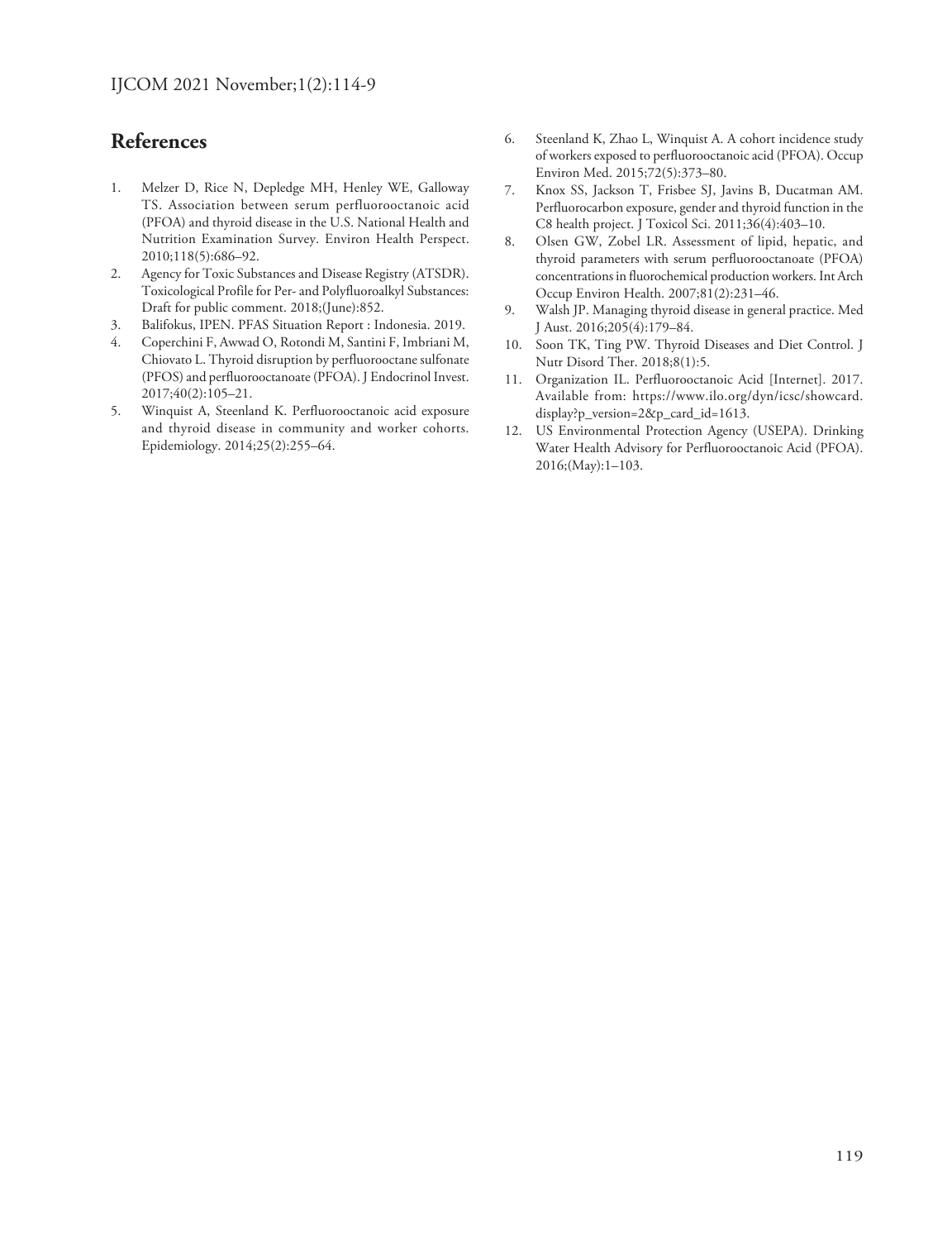## References

1. Melzer D, Rice N, Depledge MH, Henley WE, Galloway TS. Association between serum perfluorooctanoic acid (PFOA) and thyroid disease in the U.S. National Health and Nutrition Examination Survey. Environ Health Perspect. 2010;118(5):686–92.
2. Agency for Toxic Substances and Disease Registry (ATSDR). Toxicological Profile for Per- and Polyfluoroalkyl Substances: Draft for public comment. 2018;(June):852.
3. Balifokus, IPEN. PFAS Situation Report : Indonesia. 2019.
4. Coperchini F, Awwad O, Rotondi M, Santini F, Imbriani M, Chiovato L. Thyroid disruption by perfluorooctane sulfonate (PFOS) and perfluorooctanoate (PFOA). J Endocrinol Invest. 2017;40(2):105–21.
5. Winquist A, Steenland K. Perfluorooctanoic acid exposure and thyroid disease in community and worker cohorts. Epidemiology. 2014;25(2):255–64.
6. Steenland K, Zhao L, Winquist A. A cohort incidence study of workers exposed to perfluorooctanoic acid (PFOA). Occup Environ Med. 2015;72(5):373–80.
7. Knox SS, Jackson T, Frisbee SJ, Javins B, Ducatman AM. Perfluorocarbon exposure, gender and thyroid function in the C8 health project. J Toxicol Sci. 2011;36(4):403–10.
8. Olsen GW, Zobel LR. Assessment of lipid, hepatic, and thyroid parameters with serum perfluorooctanoate (PFOA) concentrations in fluorochemical production workers. Int Arch Occup Environ Health. 2007;81(2):231–46.
9. Walsh JP. Managing thyroid disease in general practice. Med J Aust. 2016;205(4):179–84.
10. Soon TK, Ting PW. Thyroid Diseases and Diet Control. J Nutr Disord Ther. 2018;8(1):5.
11. Organization IL. Perfluorooctanoic Acid [Internet]. 2017. Available from: https://www.ilo.org/dyn/icsc/showcard.display?p_version=2&p_card_id=1613.
12. US Environmental Protection Agency (USEPA). Drinking Water Health Advisory for Perfluorooctanoic Acid (PFOA). 2016;(May):1–103.